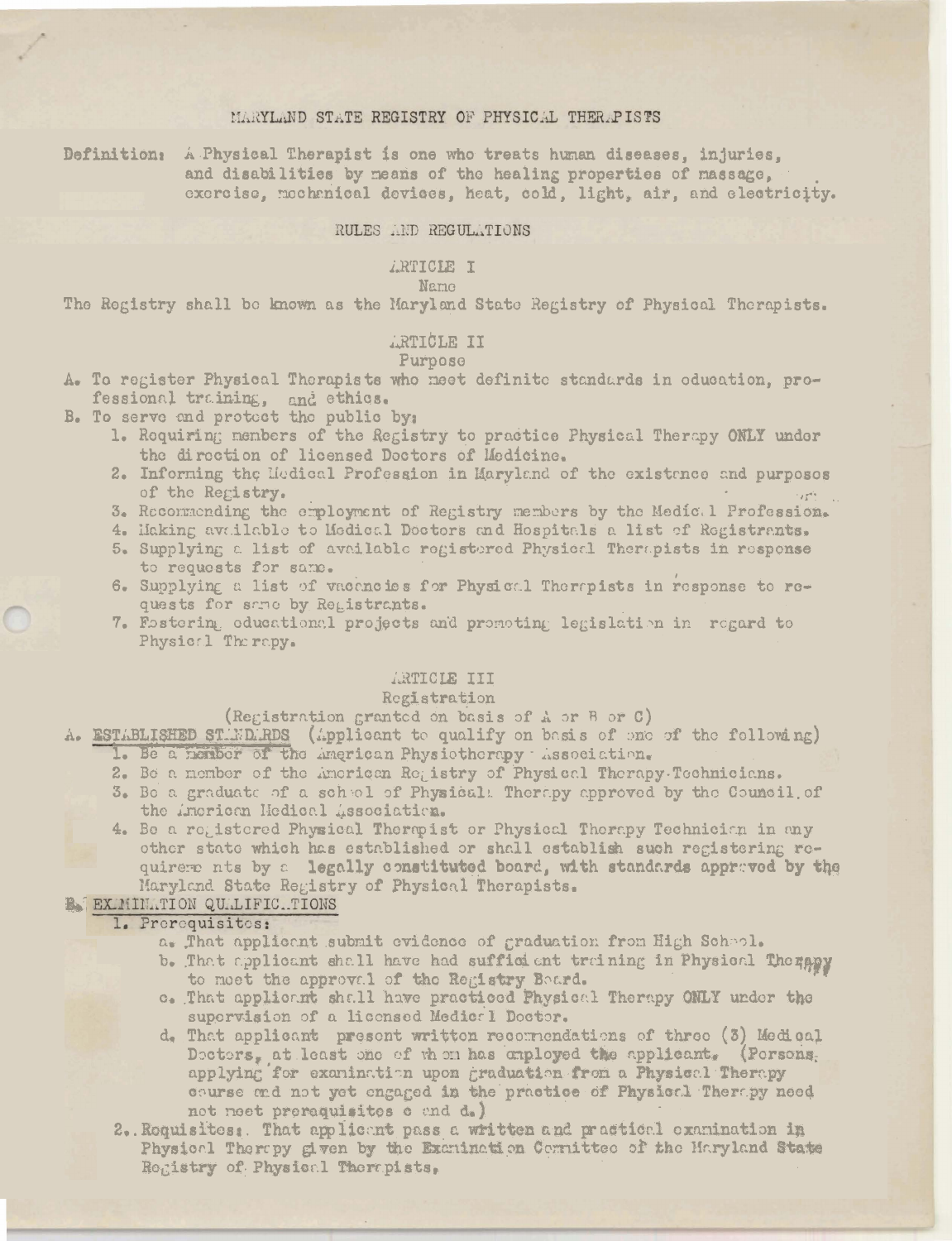# MARYLAND STATE REGISTRY OF PHYSICAL THERAPISTS

**Definition:** A Physical Therapist is one who treats human diseases, injuries, and disabilities by means of the healing properties of massage, exercise, mechanical devices, heat, cold, light, air, and electricity.

## RULES AND REGULATIONS

### ARTICLE I
Name

The Registry shall be known as the Maryland State Registry of Physical Therapists.

### ARTICLE II
Purpose

A. To register Physical Therapists who meet definite standards in education, professional training, and ethics.

B. To serve and protect the public by:

1. Requiring members of the Registry to practice Physical Therapy ONLY under the direction of licensed Doctors of Medicine.
2. Informing the Medical Profession in Maryland of the existence and purposes of the Registry.
3. Recommending the employment of Registry members by the Medical Profession.
4. Making available to Medical Doctors and Hospitals a list of Registrants.
5. Supplying a list of available registered Physical Therapists in response to requests for same.
6. Supplying a list of vacancies for Physical Therapists in response to requests for same by Registrants.
7. Fostering educational projects and promoting legislation in regard to Physical Therapy.

### ARTICLE III
Registration

(Registration granted on basis of A or B or C)

A. <u>ESTABLISHED STANDARDS</u> (Applicant to qualify on basis of one of the following)

1. Be a member of the American Physiotherapy Association.
2. Be a member of the American Registry of Physical Therapy Technicians.
3. Be a graduate of a school of Physical Therapy approved by the Council of the American Medical Association.
4. Be a registered Physical Therapist or Physical Therapy Technician in any other state which has established or shall establish such registering requirements by a legally constituted board, with standards approved by the Maryland State Registry of Physical Therapists.

B. <u>EXAMINATION QUALIFICATIONS</u>

1. <u>Prerequisites:</u>
   a. That applicant submit evidence of graduation from High School.
   b. That applicant shall have had sufficient training in Physical Therapy to meet the approval of the Registry Board.
   c. That applicant shall have practiced Physical Therapy ONLY under the supervision of a licensed Medical Doctor.
   d. That applicant present written recommendations of three (3) Medical Doctors, at least one of whom has employed the applicant. (Persons applying for examination upon graduation from a Physical Therapy course and not yet engaged in the practice of Physical Therapy need not meet prerequisites c and d.)
2. Requisites: That applicant pass a written and practical examination in Physical Therapy given by the Examination Committee of the Maryland State Registry of Physical Therapists.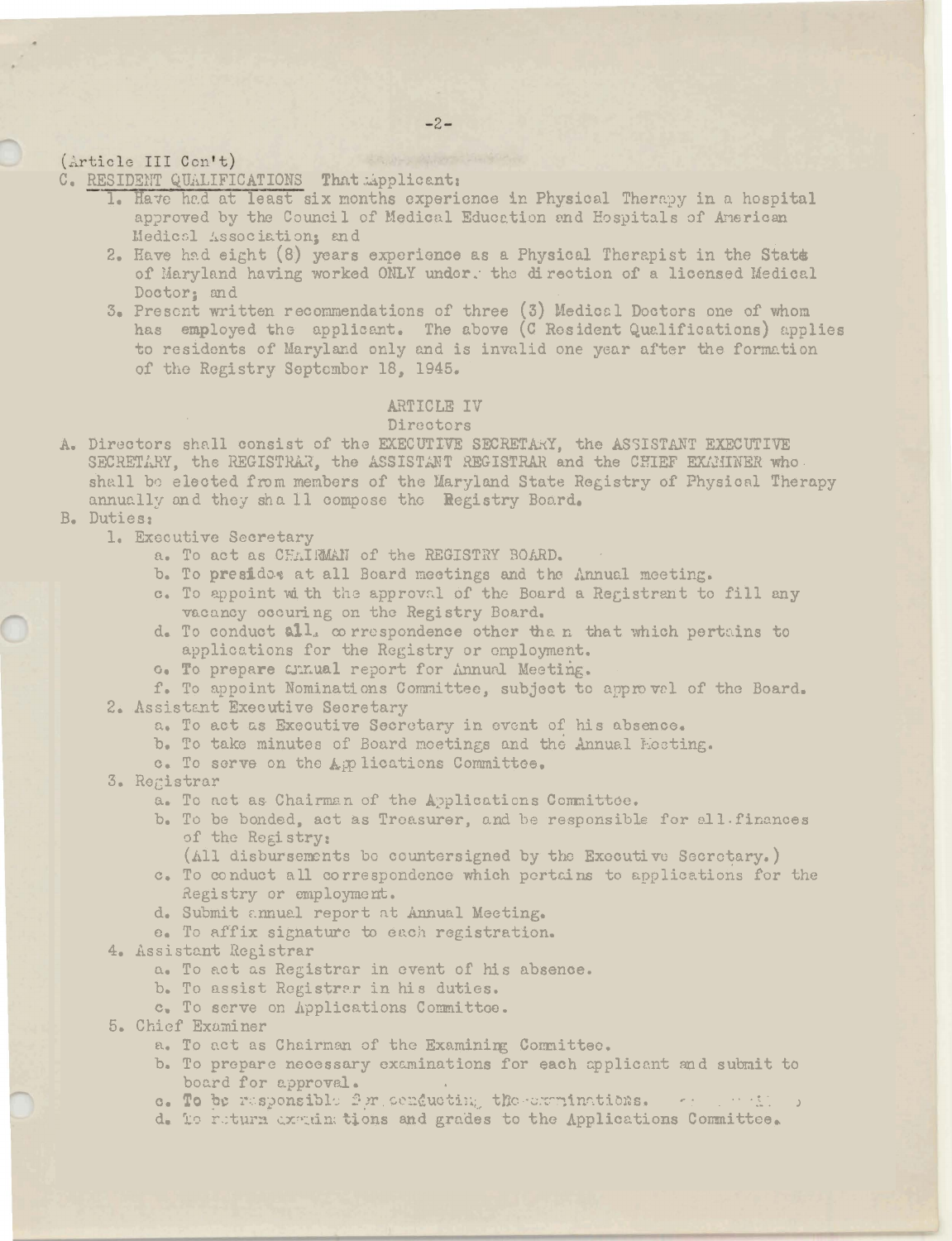(Article III Con't)

C. RESIDENT QUALIFICATIONS That Applicant:

1. Have had at least six months experience in Physical Therapy in a hospital approved by the Council of Medical Education and Hospitals of American Medical Association; and
2. Have had eight (8) years experience as a Physical Therapist in the State of Maryland having worked ONLY under the direction of a licensed Medical Doctor; and
3. Present written recommendations of three (3) Medical Doctors one of whom has employed the applicant. The above (C Resident Qualifications) applies to residents of Maryland only and is invalid one year after the formation of the Registry September 18, 1945.

## ARTICLE IV

### Directors

A. Directors shall consist of the EXECUTIVE SECRETARY, the ASSISTANT EXECUTIVE SECRETARY, the REGISTRAR, the ASSISTANT REGISTRAR and the CHIEF EXAMINER who shall be elected from members of the Maryland State Registry of Physical Therapy annually and they shall compose the Registry Board.

B. Duties:

1. Executive Secretary
   a. To act as CHAIRMAN of the REGISTRY BOARD.
   b. To preside at all Board meetings and the Annual meeting.
   c. To appoint with the approval of the Board a Registrant to fill any vacancy occuring on the Registry Board.
   d. To conduct all correspondence other than that which pertains to applications for the Registry or employment.
   e. To prepare annual report for Annual Meeting.
   f. To appoint Nominations Committee, subject to approval of the Board.
2. Assistant Executive Secretary
   a. To act as Executive Secretary in event of his absence.
   b. To take minutes of Board meetings and the Annual Meeting.
   c. To serve on the Applications Committee.
3. Registrar
   a. To act as Chairman of the Applications Committee.
   b. To be bonded, act as Treasurer, and be responsible for all finances of the Registry:
      (All disbursements be countersigned by the Executive Secretary.)
   c. To conduct all correspondence which pertains to applications for the Registry or employment.
   d. Submit annual report at Annual Meeting.
   e. To affix signature to each registration.
4. Assistant Registrar
   a. To act as Registrar in event of his absence.
   b. To assist Registrar in his duties.
   c. To serve on Applications Committee.
5. Chief Examiner
   a. To act as Chairman of the Examining Committee.
   b. To prepare necessary examinations for each applicant and submit to board for approval.
   c. To be responsible for conducting the examinations.
   d. To return examinations and grades to the Applications Committee.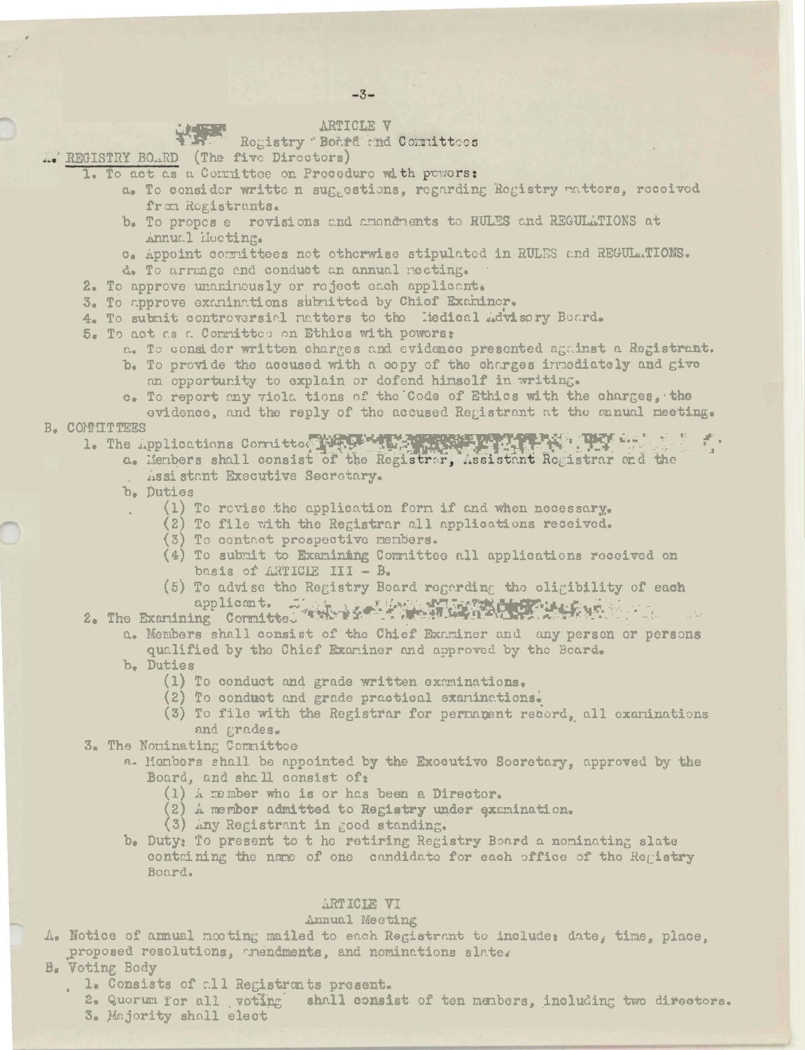## ARTICLE V
### Registry Board and Committees

A. REGISTRY BOARD (The five Directors)

1. To act as a Committee on Procedure with powers:
   a. To consider written suggestions, regarding Registry matters, received from Registrants.
   b. To propose revisions and amendments to RULES and REGULATIONS at Annual Meeting.
   c. Appoint committees not otherwise stipulated in RULES and REGULATIONS.
   d. To arrange and conduct an annual meeting.
2. To approve unanimously or reject each applicant.
3. To approve examinations submitted by Chief Examiner.
4. To submit controversial matters to the Medical Advisory Board.
5. To act as a Committee on Ethics with powers:
   a. To consider written charges and evidence presented against a Registrant.
   b. To provide the accused with a copy of the charges immediately and give an opportunity to explain or defend himself in writing.
   c. To report any violations of the Code of Ethics with the charges, the evidence, and the reply of the accused Registrant at the annual meeting.

B. COMMITTEES

1. The Applications Committee
   a. Members shall consist of the Registrar, Assistant Registrar and the Assistant Executive Secretary.
   b. Duties
      (1) To revise the application form if and when necessary.
      (2) To file with the Registrar all applications received.
      (3) To contact prospective members.
      (4) To submit to Examining Committee all applications received on basis of ARTICLE III - B.
      (5) To advise the Registry Board regarding the eligibility of each applicant.
2. The Examining Committee
   a. Members shall consist of the Chief Examiner and any person or persons qualified by the Chief Examiner and approved by the Board.
   b. Duties
      (1) To conduct and grade written examinations.
      (2) To conduct and grade practical examinations.
      (3) To file with the Registrar for permanent record, all examinations and grades.
3. The Nominating Committee
   a. Members shall be appointed by the Executive Secretary, approved by the Board, and shall consist of:
      (1) A member who is or has been a Director.
      (2) A member admitted to Registry under examination.
      (3) Any Registrant in good standing.
   b. Duty: To present to the retiring Registry Board a nominating slate containing the name of one candidate for each office of the Registry Board.

## ARTICLE VI
### Annual Meeting

A. Notice of annual meeting mailed to each Registrant to include: date, time, place, proposed resolutions, amendments, and nominations slate.

B. Voting Body
   1. Consists of all Registrants present.
   2. Quorum for all voting shall consist of ten members, including two directors.
   3. Majority shall elect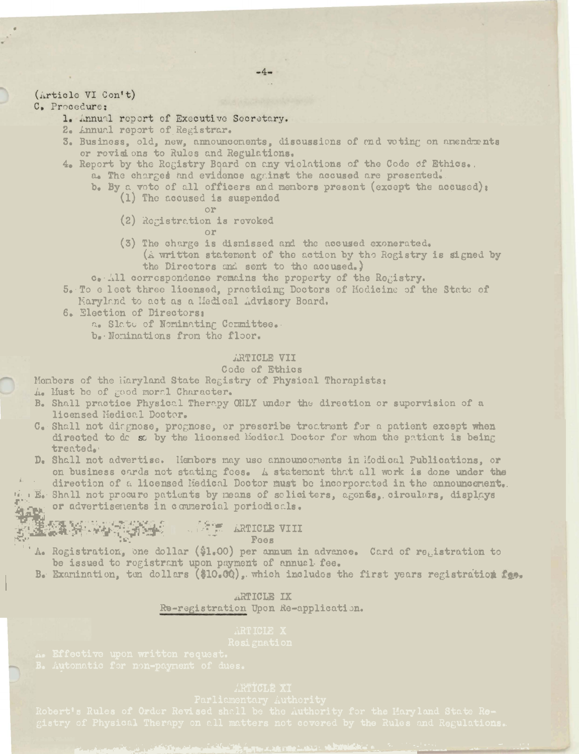(Article VI Con't)

C. Procedure:

1. Annual report of Executive Secretary.
2. Annual report of Registrar.
3. Business, old, new, announcements, discussions of and voting on amendments or revisions to Rules and Regulations.
4. Report by the Registry Board on any violations of the Code of Ethics.
   - a. The charges and evidence against the accused are presented.
   - b. By a vote of all officers and members present (except the accused):
     - (1) The accused is suspended

       or
     - (2) Registration is revoked

       or
     - (3) The charge is dismissed and the accused exonerated.

       (A written statement of the action by the Registry is signed by the Directors and sent to the accused.)
   - c. All correspondence remains the property of the Registry.
5. To elect three licensed, practicing Doctors of Medicine of the State of Maryland to act as a Medical Advisory Board.
6. Election of Directors:
   - a. Slate of Nominating Committee.
   - b. Nominations from the floor.

## ARTICLE VII
### Code of Ethics

Members of the Maryland State Registry of Physical Therapists:

A. Must be of good moral Character.

B. Shall practice Physical Therapy ONLY under the direction or supervision of a licensed Medical Doctor.

C. Shall not diagnose, prognose, or prescribe treatment for a patient except when directed to do so by the licensed Medical Doctor for whom the patient is being treated.

D. Shall not advertise. Members may use announcements in Medical Publications, or on business cards not stating fees. A statement that all work is done under the direction of a licensed Medical Doctor must be incorporated in the announcement.

E. Shall not procure patients by means of solicitors, agents, circulars, displays or advertisements in commercial periodicals.

## ARTICLE VIII
### Fees

A. Registration, one dollar ($1.00) per annum in advance. Card of registration to be issued to registrant upon payment of annual fee.

B. Examination, ten dollars ($10.00), which includes the first years registration fee.

## ARTICLE IX
### Re-registration Upon Re-application.

## ARTICLE X
### Resignation

A. Effective upon written request.

B. Automatic for non-payment of dues.

## ARTICLE XI
### Parliamentary Authority

Robert's Rules of Order Revised shall be the Authority for the Maryland State Registry of Physical Therapy on all matters not covered by the Rules and Regulations.